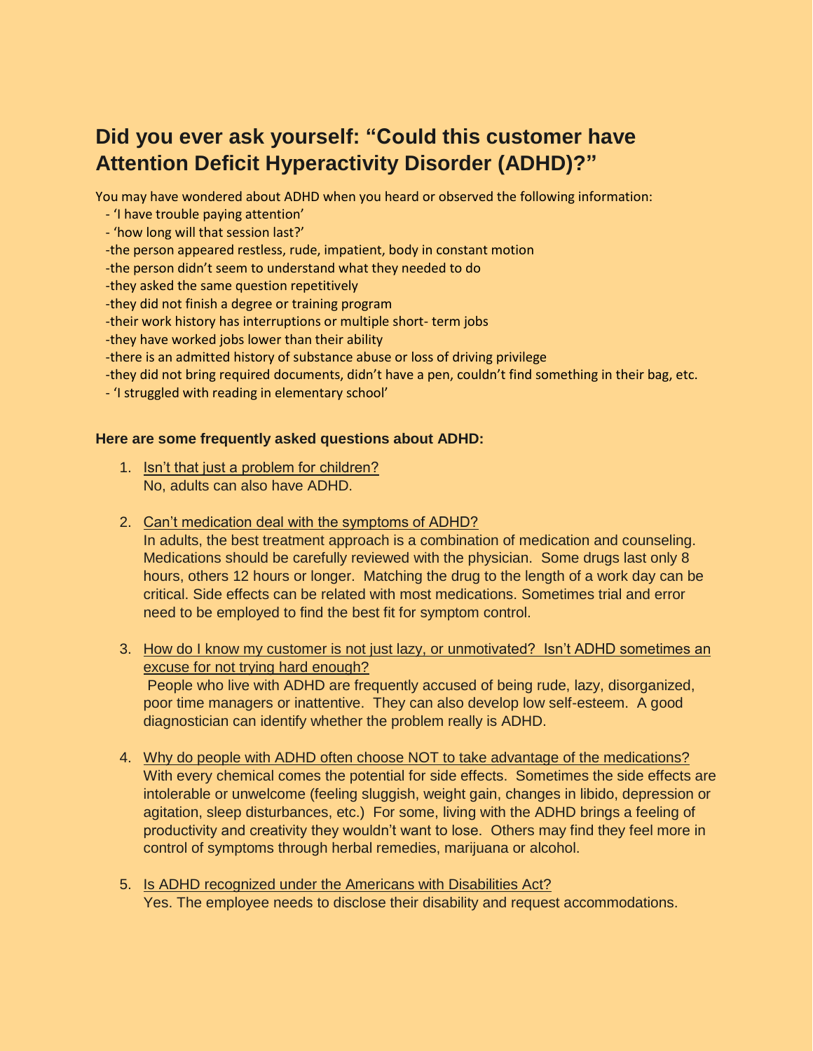# Did you ever ask yourself: "Could this customer have Attention Deficit Hyperactivity Disorder (ADHD)?"

You may have wondered about ADHD when you heard or observed the following information:

- 'I have trouble paying attention'
- 'how long will that session last?'
- the person appeared restless, rude, impatient, body in constant motion
- the person didn't seem to understand what they needed to do
- they asked the same question repetitively
- they did not finish a degree or training program
- their work history has interruptions or multiple short- term jobs
- they have worked jobs lower than their ability
- there is an admitted history of substance abuse or loss of driving privilege
- they did not bring required documents, didn't have a pen, couldn't find something in their bag, etc.
- 'I struggled with reading in elementary school'

**Here are some frequently asked questions about ADHD:**

1. Isn't that just a problem for children?
   No, adults can also have ADHD.

2. Can't medication deal with the symptoms of ADHD?
   In adults, the best treatment approach is a combination of medication and counseling. Medications should be carefully reviewed with the physician. Some drugs last only 8 hours, others 12 hours or longer. Matching the drug to the length of a work day can be critical. Side effects can be related with most medications. Sometimes trial and error need to be employed to find the best fit for symptom control.

3. How do I know my customer is not just lazy, or unmotivated? Isn't ADHD sometimes an excuse for not trying hard enough?
   People who live with ADHD are frequently accused of being rude, lazy, disorganized, poor time managers or inattentive. They can also develop low self-esteem. A good diagnostician can identify whether the problem really is ADHD.

4. Why do people with ADHD often choose NOT to take advantage of the medications?
   With every chemical comes the potential for side effects. Sometimes the side effects are intolerable or unwelcome (feeling sluggish, weight gain, changes in libido, depression or agitation, sleep disturbances, etc.) For some, living with the ADHD brings a feeling of productivity and creativity they wouldn't want to lose. Others may find they feel more in control of symptoms through herbal remedies, marijuana or alcohol.

5. Is ADHD recognized under the Americans with Disabilities Act?
   Yes. The employee needs to disclose their disability and request accommodations.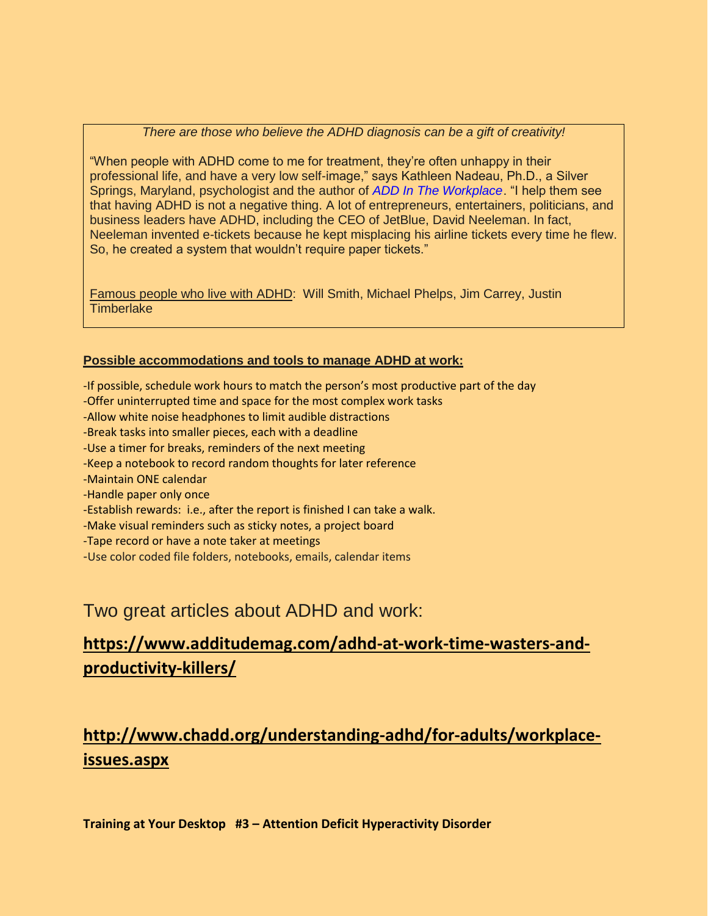*There are those who believe the ADHD diagnosis can be a gift of creativity!*

"When people with ADHD come to me for treatment, they're often unhappy in their professional life, and have a very low self-image," says Kathleen Nadeau, Ph.D., a Silver Springs, Maryland, psychologist and the author of *ADD In The Workplace*. "I help them see that having ADHD is not a negative thing. A lot of entrepreneurs, entertainers, politicians, and business leaders have ADHD, including the CEO of JetBlue, David Neeleman. In fact, Neeleman invented e-tickets because he kept misplacing his airline tickets every time he flew. So, he created a system that wouldn't require paper tickets."

Famous people who live with ADHD: Will Smith, Michael Phelps, Jim Carrey, Justin Timberlake

**Possible accommodations and tools to manage ADHD at work:**

-If possible, schedule work hours to match the person's most productive part of the day
-Offer uninterrupted time and space for the most complex work tasks
-Allow white noise headphones to limit audible distractions
-Break tasks into smaller pieces, each with a deadline
-Use a timer for breaks, reminders of the next meeting
-Keep a notebook to record random thoughts for later reference
-Maintain ONE calendar
-Handle paper only once
-Establish rewards: i.e., after the report is finished I can take a walk.
-Make visual reminders such as sticky notes, a project board
-Tape record or have a note taker at meetings
-Use color coded file folders, notebooks, emails, calendar items

## Two great articles about ADHD and work:

**https://www.additudemag.com/adhd-at-work-time-wasters-and-productivity-killers/**

**http://www.chadd.org/understanding-adhd/for-adults/workplace-issues.aspx**

**Training at Your Desktop #3 – Attention Deficit Hyperactivity Disorder**